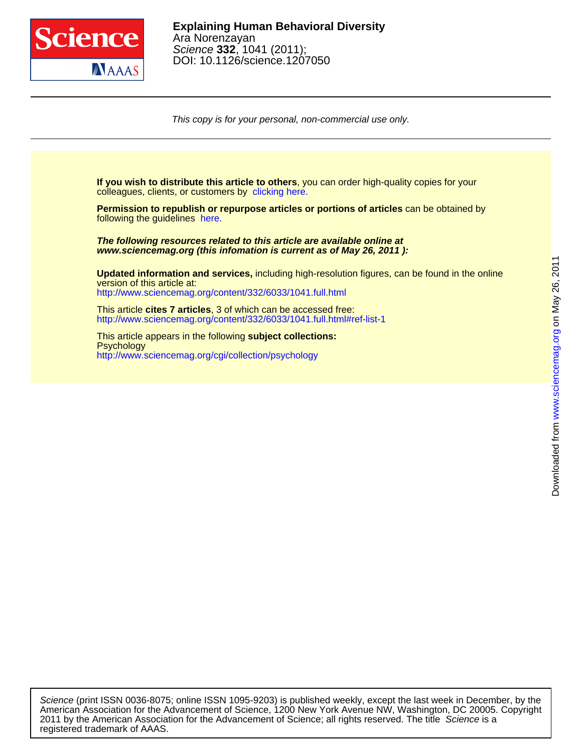**Explaining Human Behavioral Diversity**
Ara Norenzayan
*Science* **332**, 1041 (2011);
DOI: 10.1126/science.1207050

*This copy is for your personal, non-commercial use only.*

**If you wish to distribute this article to others**, you can order high-quality copies for your colleagues, clients, or customers by clicking here.

**Permission to republish or repurpose articles or portions of articles** can be obtained by following the guidelines here.

***The following resources related to this article are available online at www.sciencemag.org (this infomation is current as of May 26, 2011 ):***

**Updated information and services,** including high-resolution figures, can be found in the online version of this article at:
http://www.sciencemag.org/content/332/6033/1041.full.html

This article **cites 7 articles**, 3 of which can be accessed free:
http://www.sciencemag.org/content/332/6033/1041.full.html#ref-list-1

This article appears in the following **subject collections:**
Psychology
http://www.sciencemag.org/cgi/collection/psychology

Downloaded from www.sciencemag.org on May 26, 2011

*Science* (print ISSN 0036-8075; online ISSN 1095-9203) is published weekly, except the last week in December, by the American Association for the Advancement of Science, 1200 New York Avenue NW, Washington, DC 20005. Copyright 2011 by the American Association for the Advancement of Science; all rights reserved. The title *Science* is a registered trademark of AAAS.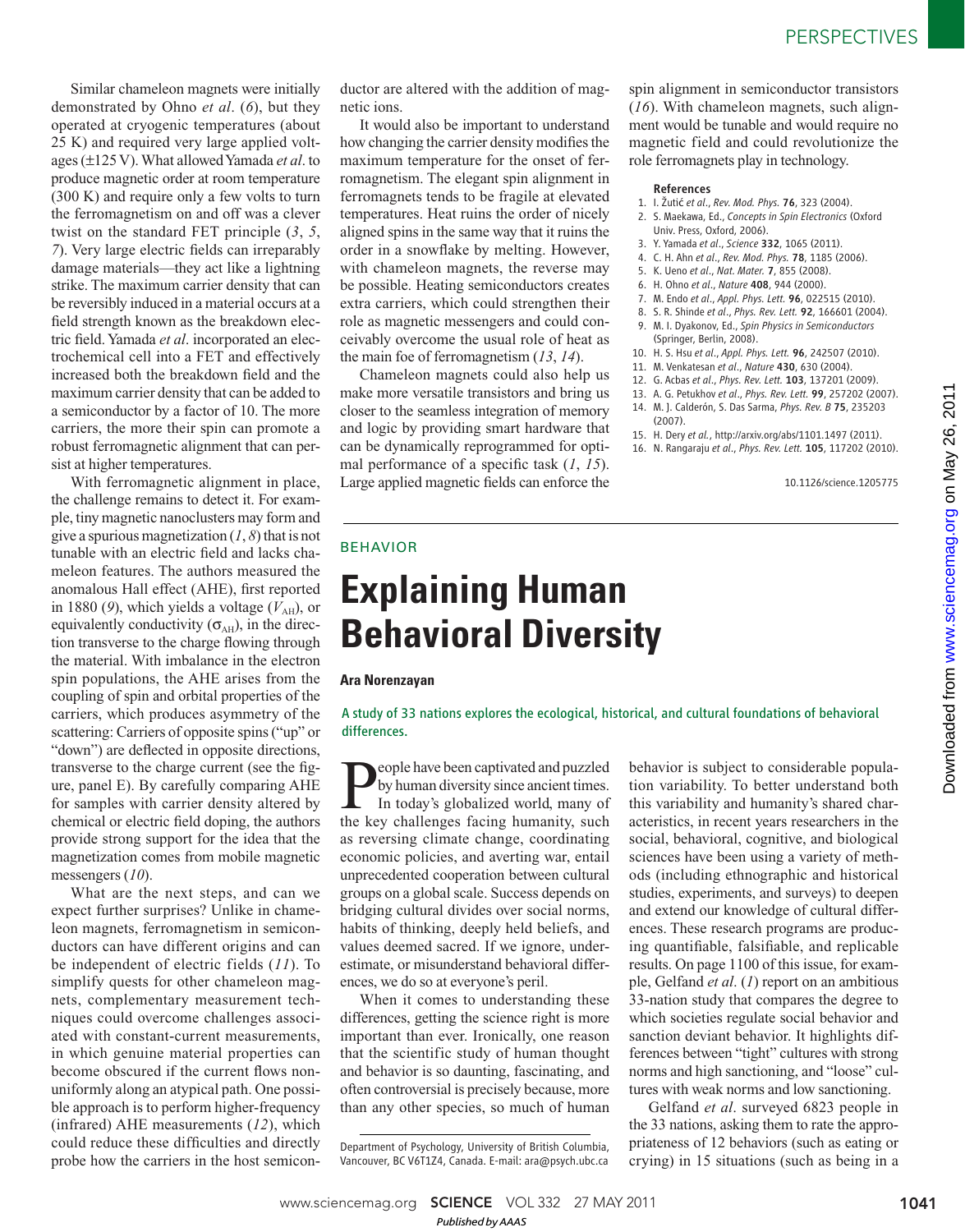Similar chameleon magnets were initially demonstrated by Ohno *et al*. (*6*), but they operated at cryogenic temperatures (about 25 K) and required very large applied voltages (±125 V). What allowed Yamada *et al*. to produce magnetic order at room temperature (300 K) and require only a few volts to turn the ferromagnetism on and off was a clever twist on the standard FET principle (*3*, *5*, *7*). Very large electric fields can irreparably damage materials—they act like a lightning strike. The maximum carrier density that can be reversibly induced in a material occurs at a field strength known as the breakdown electric field. Yamada *et al*. incorporated an electrochemical cell into a FET and effectively increased both the breakdown field and the maximum carrier density that can be added to a semiconductor by a factor of 10. The more carriers, the more their spin can promote a robust ferromagnetic alignment that can persist at higher temperatures.

With ferromagnetic alignment in place, the challenge remains to detect it. For example, tiny magnetic nanoclusters may form and give a spurious magnetization (*1*, *8*) that is not tunable with an electric field and lacks chameleon features. The authors measured the anomalous Hall effect (AHE), first reported in 1880 (*9*), which yields a voltage ($V_{AH}$), or equivalently conductivity ($\sigma_{AH}$), in the direction transverse to the charge flowing through the material. With imbalance in the electron spin populations, the AHE arises from the coupling of spin and orbital properties of the carriers, which produces asymmetry of the scattering: Carriers of opposite spins ("up" or "down") are deflected in opposite directions, transverse to the charge current (see the figure, panel E). By carefully comparing AHE for samples with carrier density altered by chemical or electric field doping, the authors provide strong support for the idea that the magnetization comes from mobile magnetic messengers (*10*).

What are the next steps, and can we expect further surprises? Unlike in chameleon magnets, ferromagnetism in semiconductors can have different origins and can be independent of electric fields (*11*). To simplify quests for other chameleon magnets, complementary measurement techniques could overcome challenges associated with constant-current measurements, in which genuine material properties can become obscured if the current flows nonuniformly along an atypical path. One possible approach is to perform higher-frequency (infrared) AHE measurements (*12*), which could reduce these difficulties and directly probe how the carriers in the host semiconductor are altered with the addition of magnetic ions.

It would also be important to understand how changing the carrier density modifies the maximum temperature for the onset of ferromagnetism. The elegant spin alignment in ferromagnets tends to be fragile at elevated temperatures. Heat ruins the order of nicely aligned spins in the same way that it ruins the order in a snowflake by melting. However, with chameleon magnets, the reverse may be possible. Heating semiconductors creates extra carriers, which could strengthen their role as magnetic messengers and could conceivably overcome the usual role of heat as the main foe of ferromagnetism (*13*, *14*).

Chameleon magnets could also help us make more versatile transistors and bring us closer to the seamless integration of memory and logic by providing smart hardware that can be dynamically reprogrammed for optimal performance of a specific task (*1*, *15*). Large applied magnetic fields can enforce the spin alignment in semiconductor transistors (*16*). With chameleon magnets, such alignment would be tunable and would require no magnetic field and could revolutionize the role ferromagnets play in technology.

### References

1. I. Žutić *et al*., *Rev. Mod. Phys.* **76**, 323 (2004).
2. S. Maekawa, Ed., *Concepts in Spin Electronics* (Oxford Univ. Press, Oxford, 2006).
3. Y. Yamada *et al*., *Science* **332**, 1065 (2011).
4. C. H. Ahn *et al*., *Rev. Mod. Phys.* **78**, 1185 (2006).
5. K. Ueno *et al*., *Nat. Mater.* **7**, 855 (2008).
6. H. Ohno *et al*., *Nature* **408**, 944 (2000).
7. M. Endo *et al*., *Appl. Phys. Lett.* **96**, 022515 (2010).
8. S. R. Shinde *et al*., *Phys. Rev. Lett.* **92**, 166601 (2004).
9. M. I. Dyakonov, Ed., *Spin Physics in Semiconductors* (Springer, Berlin, 2008).
10. H. S. Hsu *et al*., *Appl. Phys. Lett.* **96**, 242507 (2010).
11. M. Venkatesan *et al*., *Nature* **430**, 630 (2004).
12. G. Acbas *et al*., *Phys. Rev. Lett.* **103**, 137201 (2009).
13. A. G. Petukhov *et al*., *Phys. Rev. Lett.* **99**, 257202 (2007).
14. M. J. Calderón, S. Das Sarma, *Phys. Rev. B* **75**, 235203 (2007).
15. H. Dery *et al.*, http://arxiv.org/abs/1101.1497 (2011).
16. N. Rangaraju *et al*., *Phys. Rev. Lett.* **105**, 117202 (2010).

10.1126/science.1205775

---

BEHAVIOR

# Explaining Human Behavioral Diversity

**Ara Norenzayan**

A study of 33 nations explores the ecological, historical, and cultural foundations of behavioral differences.

People have been captivated and puzzled by human diversity since ancient times. In today's globalized world, many of the key challenges facing humanity, such as reversing climate change, coordinating economic policies, and averting war, entail unprecedented cooperation between cultural groups on a global scale. Success depends on bridging cultural divides over social norms, habits of thinking, deeply held beliefs, and values deemed sacred. If we ignore, underestimate, or misunderstand behavioral differences, we do so at everyone's peril.

When it comes to understanding these differences, getting the science right is more important than ever. Ironically, one reason that the scientific study of human thought and behavior is so daunting, fascinating, and often controversial is precisely because, more than any other species, so much of human behavior is subject to considerable population variability. To better understand both this variability and humanity's shared characteristics, in recent years researchers in the social, behavioral, cognitive, and biological sciences have been using a variety of methods (including ethnographic and historical studies, experiments, and surveys) to deepen and extend our knowledge of cultural differences. These research programs are producing quantifiable, falsifiable, and replicable results. On page 1100 of this issue, for example, Gelfand *et al*. (*1*) report on an ambitious 33-nation study that compares the degree to which societies regulate social behavior and sanction deviant behavior. It highlights differences between "tight" cultures with strong norms and high sanctioning, and "loose" cultures with weak norms and low sanctioning.

Gelfand *et al*. surveyed 6823 people in the 33 nations, asking them to rate the appropriateness of 12 behaviors (such as eating or crying) in 15 situations (such as being in a

Department of Psychology, University of British Columbia, Vancouver, BC V6T1Z4, Canada. E-mail: ara@psych.ubc.ca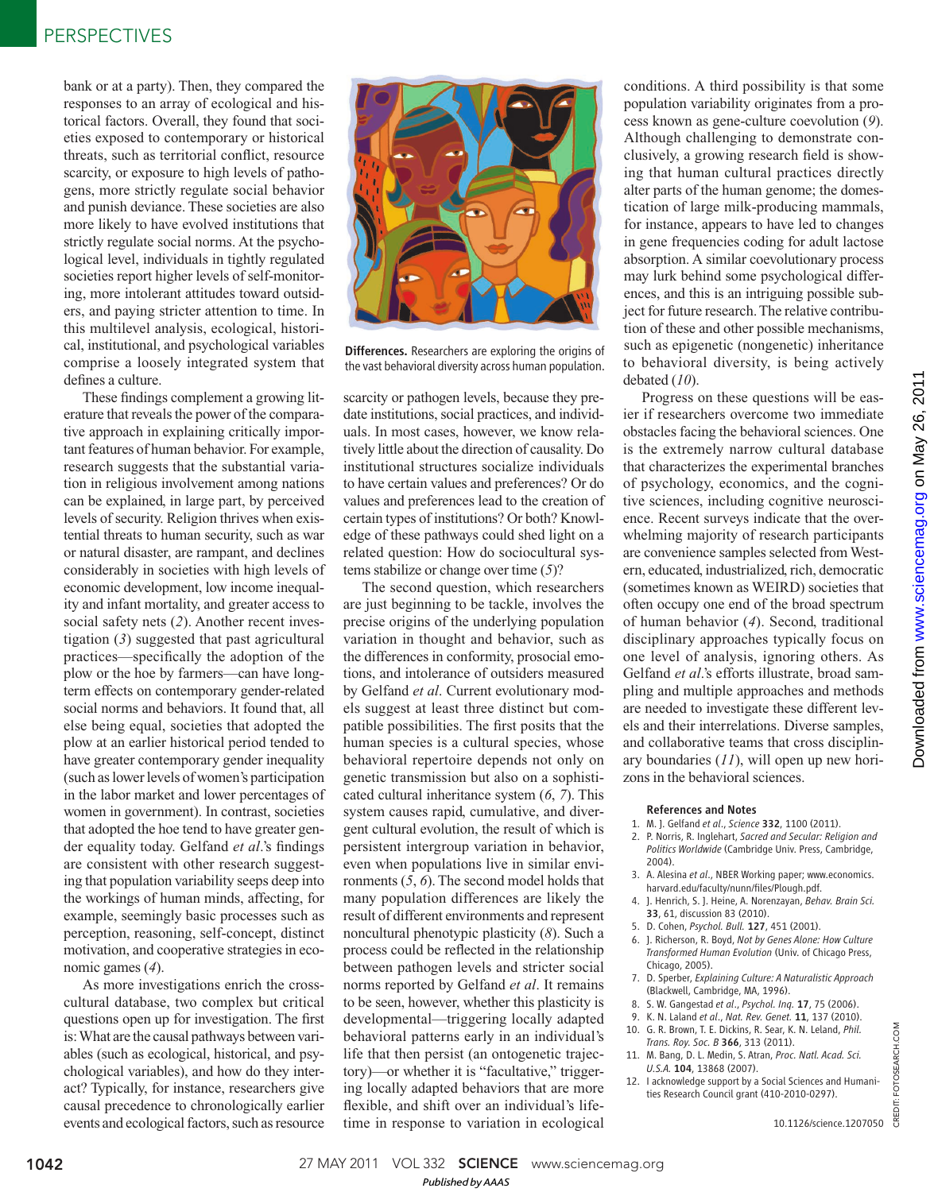bank or at a party). Then, they compared the responses to an array of ecological and historical factors. Overall, they found that societies exposed to contemporary or historical threats, such as territorial conflict, resource scarcity, or exposure to high levels of pathogens, more strictly regulate social behavior and punish deviance. These societies are also more likely to have evolved institutions that strictly regulate social norms. At the psychological level, individuals in tightly regulated societies report higher levels of self-monitoring, more intolerant attitudes toward outsiders, and paying stricter attention to time. In this multilevel analysis, ecological, historical, institutional, and psychological variables comprise a loosely integrated system that defines a culture.

These findings complement a growing literature that reveals the power of the comparative approach in explaining critically important features of human behavior. For example, research suggests that the substantial variation in religious involvement among nations can be explained, in large part, by perceived levels of security. Religion thrives when existential threats to human security, such as war or natural disaster, are rampant, and declines considerably in societies with high levels of economic development, low income inequality and infant mortality, and greater access to social safety nets (*2*). Another recent investigation (*3*) suggested that past agricultural practices—specifically the adoption of the plow or the hoe by farmers—can have long-term effects on contemporary gender-related social norms and behaviors. It found that, all else being equal, societies that adopted the plow at an earlier historical period tended to have greater contemporary gender inequality (such as lower levels of women's participation in the labor market and lower percentages of women in government). In contrast, societies that adopted the hoe tend to have greater gender equality today. Gelfand *et al.*'s findings are consistent with other research suggesting that population variability seeps deep into the workings of human minds, affecting, for example, seemingly basic processes such as perception, reasoning, self-concept, distinct motivation, and cooperative strategies in economic games (*4*).

As more investigations enrich the cross-cultural database, two complex but critical questions open up for investigation. The first is: What are the causal pathways between variables (such as ecological, historical, and psychological variables), and how do they interact? Typically, for instance, researchers give causal precedence to chronologically earlier events and ecological factors, such as resource scarcity or pathogen levels, because they predate institutions, social practices, and individuals. In most cases, however, we know relatively little about the direction of causality. Do institutional structures socialize individuals to have certain values and preferences? Or do values and preferences lead to the creation of certain types of institutions? Or both? Knowledge of these pathways could shed light on a related question: How do sociocultural systems stabilize or change over time (*5*)?

**Differences.** Researchers are exploring the origins of the vast behavioral diversity across human population.

The second question, which researchers are just beginning to be tackle, involves the precise origins of the underlying population variation in thought and behavior, such as the differences in conformity, prosocial emotions, and intolerance of outsiders measured by Gelfand *et al.* Current evolutionary models suggest at least three distinct but compatible possibilities. The first posits that the human species is a cultural species, whose behavioral repertoire depends not only on genetic transmission but also on a sophisticated cultural inheritance system (*6*, *7*). This system causes rapid, cumulative, and divergent cultural evolution, the result of which is persistent intergroup variation in behavior, even when populations live in similar environments (*5*, *6*). The second model holds that many population differences are likely the result of different environments and represent noncultural phenotypic plasticity (*8*). Such a process could be reflected in the relationship between pathogen levels and stricter social norms reported by Gelfand *et al.* It remains to be seen, however, whether this plasticity is developmental—triggering locally adapted behavioral patterns early in an individual's life that then persist (an ontogenetic trajectory)—or whether it is "facultative," triggering locally adapted behaviors that are more flexible, and shift over an individual's lifetime in response to variation in ecological conditions. A third possibility is that some population variability originates from a process known as gene-culture coevolution (*9*). Although challenging to demonstrate conclusively, a growing research field is showing that human cultural practices directly alter parts of the human genome; the domestication of large milk-producing mammals, for instance, appears to have led to changes in gene frequencies coding for adult lactose absorption. A similar coevolutionary process may lurk behind some psychological differences, and this is an intriguing possible subject for future research. The relative contribution of these and other possible mechanisms, such as epigenetic (nongenetic) inheritance to behavioral diversity, is being actively debated (*10*).

Progress on these questions will be easier if researchers overcome two immediate obstacles facing the behavioral sciences. One is the extremely narrow cultural database that characterizes the experimental branches of psychology, economics, and the cognitive sciences, including cognitive neuroscience. Recent surveys indicate that the overwhelming majority of research participants are convenience samples selected from Western, educated, industrialized, rich, democratic (sometimes known as WEIRD) societies that often occupy one end of the broad spectrum of human behavior (*4*). Second, traditional disciplinary approaches typically focus on one level of analysis, ignoring others. As Gelfand *et al.*'s efforts illustrate, broad sampling and multiple approaches and methods are needed to investigate these different levels and their interrelations. Diverse samples, and collaborative teams that cross disciplinary boundaries (*11*), will open up new horizons in the behavioral sciences.

### References and Notes

1. M. J. Gelfand *et al.*, *Science* **332**, 1100 (2011).
2. P. Norris, R. Inglehart, *Sacred and Secular: Religion and Politics Worldwide* (Cambridge Univ. Press, Cambridge, 2004).
3. A. Alesina *et al.*, NBER Working paper; www.economics.harvard.edu/faculty/nunn/files/Plough.pdf.
4. J. Henrich, S. J. Heine, A. Norenzayan, *Behav. Brain Sci.* **33**, 61, discussion 83 (2010).
5. D. Cohen, *Psychol. Bull.* **127**, 451 (2001).
6. P. J. Richerson, R. Boyd, *Not by Genes Alone: How Culture Transformed Human Evolution* (Univ. of Chicago Press, Chicago, 2005).
7. D. Sperber, *Explaining Culture: A Naturalistic Approach* (Blackwell, Cambridge, MA, 1996).
8. S. W. Gangestad *et al.*, *Psychol. Inq.* **17**, 75 (2006).
9. K. N. Laland *et al.*, *Nat. Rev. Genet.* **11**, 137 (2010).
10. G. R. Brown, T. E. Dickins, R. Sear, K. N. Leland, *Phil. Trans. Roy. Soc. B* **366**, 313 (2011).
11. M. Bang, D. L. Medin, S. Atran, *Proc. Natl. Acad. Sci. U.S.A.* **104**, 13868 (2007).
12. I acknowledge support by a Social Sciences and Humanities Research Council grant (410-2010-0297).

10.1126/science.1207050